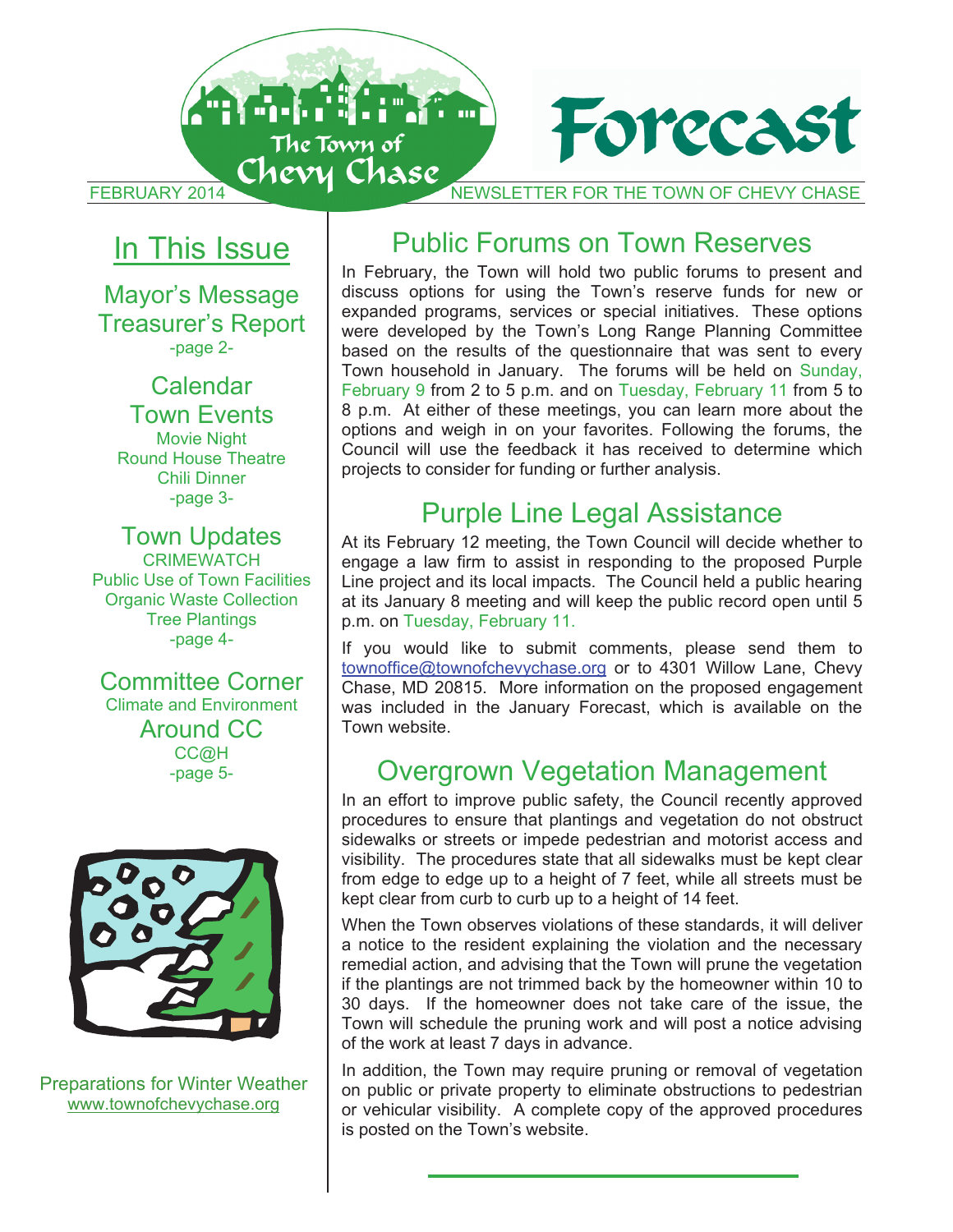# The Town of Chevy Chase Forecast

FEBRUARY 2014 — NEWSLETTER FOR THE TOWN OF CHEVY CHASE

## In This Issue

Mayor's Message
Treasurer's Report
-page 2-

Calendar
Town Events
Movie Night
Round House Theatre
Chili Dinner
-page 3-

Town Updates
CRIMEWATCH
Public Use of Town Facilities
Organic Waste Collection
Tree Plantings
-page 4-

Committee Corner
Climate and Environment
Around CC
CC@H
-page 5-

Preparations for Winter Weather
www.townofchevychase.org

## Public Forums on Town Reserves

In February, the Town will hold two public forums to present and discuss options for using the Town's reserve funds for new or expanded programs, services or special initiatives. These options were developed by the Town's Long Range Planning Committee based on the results of the questionnaire that was sent to every Town household in January. The forums will be held on Sunday, February 9 from 2 to 5 p.m. and on Tuesday, February 11 from 5 to 8 p.m. At either of these meetings, you can learn more about the options and weigh in on your favorites. Following the forums, the Council will use the feedback it has received to determine which projects to consider for funding or further analysis.

## Purple Line Legal Assistance

At its February 12 meeting, the Town Council will decide whether to engage a law firm to assist in responding to the proposed Purple Line project and its local impacts. The Council held a public hearing at its January 8 meeting and will keep the public record open until 5 p.m. on Tuesday, February 11.

If you would like to submit comments, please send them to townoffice@townofchevychase.org or to 4301 Willow Lane, Chevy Chase, MD 20815. More information on the proposed engagement was included in the January Forecast, which is available on the Town website.

## Overgrown Vegetation Management

In an effort to improve public safety, the Council recently approved procedures to ensure that plantings and vegetation do not obstruct sidewalks or streets or impede pedestrian and motorist access and visibility. The procedures state that all sidewalks must be kept clear from edge to edge up to a height of 7 feet, while all streets must be kept clear from curb to curb up to a height of 14 feet.

When the Town observes violations of these standards, it will deliver a notice to the resident explaining the violation and the necessary remedial action, and advising that the Town will prune the vegetation if the plantings are not trimmed back by the homeowner within 10 to 30 days. If the homeowner does not take care of the issue, the Town will schedule the pruning work and will post a notice advising of the work at least 7 days in advance.

In addition, the Town may require pruning or removal of vegetation on public or private property to eliminate obstructions to pedestrian or vehicular visibility. A complete copy of the approved procedures is posted on the Town's website.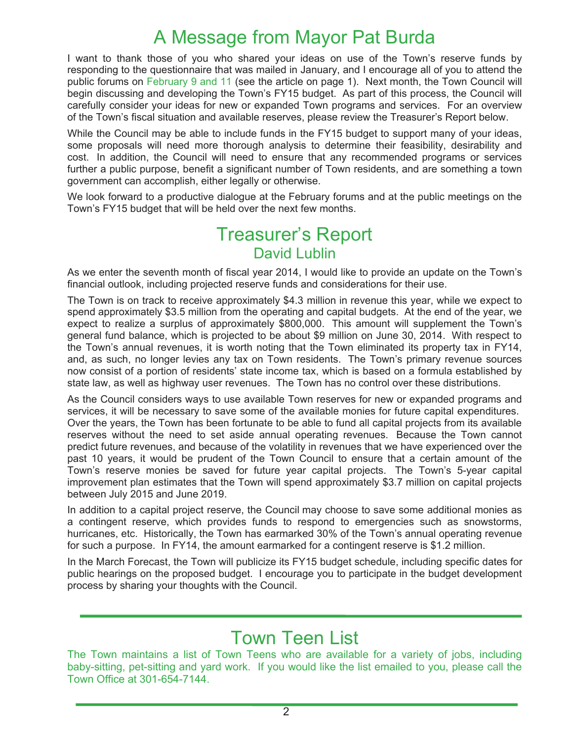# A Message from Mayor Pat Burda

I want to thank those of you who shared your ideas on use of the Town's reserve funds by responding to the questionnaire that was mailed in January, and I encourage all of you to attend the public forums on February 9 and 11 (see the article on page 1). Next month, the Town Council will begin discussing and developing the Town's FY15 budget. As part of this process, the Council will carefully consider your ideas for new or expanded Town programs and services. For an overview of the Town's fiscal situation and available reserves, please review the Treasurer's Report below.

While the Council may be able to include funds in the FY15 budget to support many of your ideas, some proposals will need more thorough analysis to determine their feasibility, desirability and cost. In addition, the Council will need to ensure that any recommended programs or services further a public purpose, benefit a significant number of Town residents, and are something a town government can accomplish, either legally or otherwise.

We look forward to a productive dialogue at the February forums and at the public meetings on the Town's FY15 budget that will be held over the next few months.

# Treasurer's Report

## David Lublin

As we enter the seventh month of fiscal year 2014, I would like to provide an update on the Town's financial outlook, including projected reserve funds and considerations for their use.

The Town is on track to receive approximately $4.3 million in revenue this year, while we expect to spend approximately $3.5 million from the operating and capital budgets. At the end of the year, we expect to realize a surplus of approximately $800,000. This amount will supplement the Town's general fund balance, which is projected to be about $9 million on June 30, 2014. With respect to the Town's annual revenues, it is worth noting that the Town eliminated its property tax in FY14, and, as such, no longer levies any tax on Town residents. The Town's primary revenue sources now consist of a portion of residents' state income tax, which is based on a formula established by state law, as well as highway user revenues. The Town has no control over these distributions.

As the Council considers ways to use available Town reserves for new or expanded programs and services, it will be necessary to save some of the available monies for future capital expenditures. Over the years, the Town has been fortunate to be able to fund all capital projects from its available reserves without the need to set aside annual operating revenues. Because the Town cannot predict future revenues, and because of the volatility in revenues that we have experienced over the past 10 years, it would be prudent of the Town Council to ensure that a certain amount of the Town's reserve monies be saved for future year capital projects. The Town's 5-year capital improvement plan estimates that the Town will spend approximately $3.7 million on capital projects between July 2015 and June 2019.

In addition to a capital project reserve, the Council may choose to save some additional monies as a contingent reserve, which provides funds to respond to emergencies such as snowstorms, hurricanes, etc. Historically, the Town has earmarked 30% of the Town's annual operating revenue for such a purpose. In FY14, the amount earmarked for a contingent reserve is $1.2 million.

In the March Forecast, the Town will publicize its FY15 budget schedule, including specific dates for public hearings on the proposed budget. I encourage you to participate in the budget development process by sharing your thoughts with the Council.

# Town Teen List

The Town maintains a list of Town Teens who are available for a variety of jobs, including baby-sitting, pet-sitting and yard work. If you would like the list emailed to you, please call the Town Office at 301-654-7144.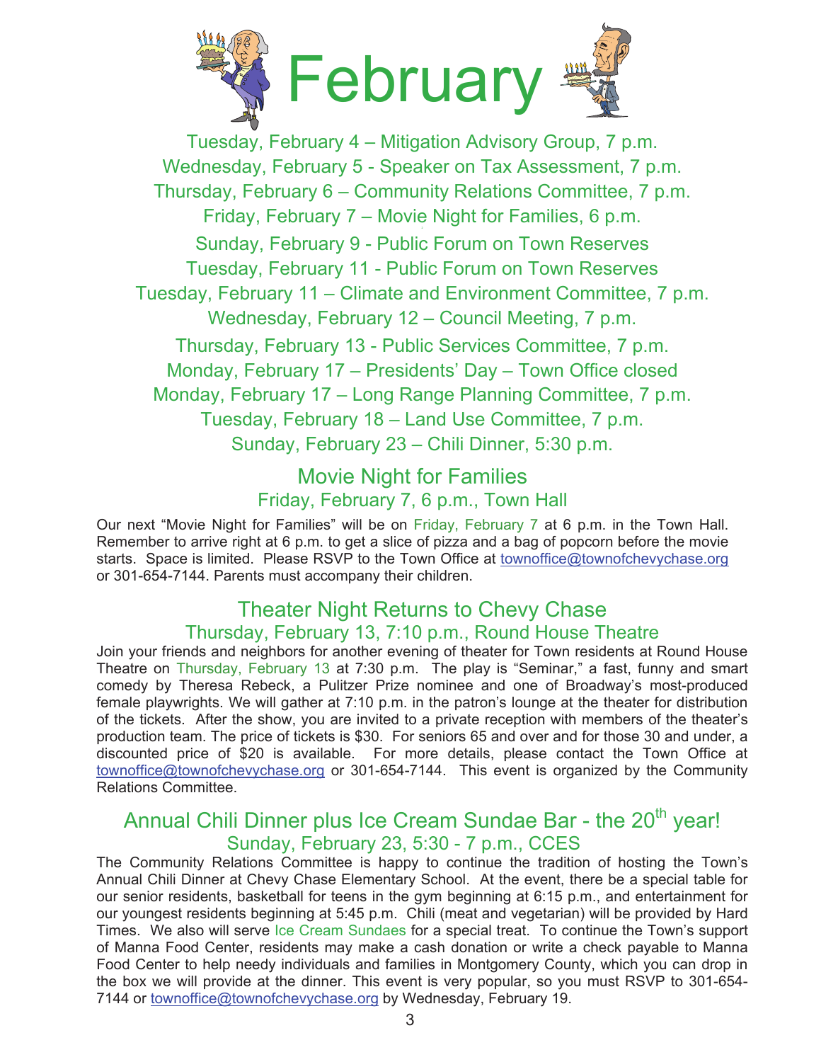# February

Tuesday, February 4 – Mitigation Advisory Group, 7 p.m.
Wednesday, February 5 - Speaker on Tax Assessment, 7 p.m.
Thursday, February 6 – Community Relations Committee, 7 p.m.
Friday, February 7 – Movie Night for Families, 6 p.m.
Sunday, February 9 - Public Forum on Town Reserves
Tuesday, February 11 - Public Forum on Town Reserves
Tuesday, February 11 – Climate and Environment Committee, 7 p.m.
Wednesday, February 12 – Council Meeting, 7 p.m.
Thursday, February 13 - Public Services Committee, 7 p.m.
Monday, February 17 – Presidents' Day – Town Office closed
Monday, February 17 – Long Range Planning Committee, 7 p.m.
Tuesday, February 18 – Land Use Committee, 7 p.m.
Sunday, February 23 – Chili Dinner, 5:30 p.m.

## Movie Night for Families
### Friday, February 7, 6 p.m., Town Hall

Our next "Movie Night for Families" will be on Friday, February 7 at 6 p.m. in the Town Hall. Remember to arrive right at 6 p.m. to get a slice of pizza and a bag of popcorn before the movie starts. Space is limited. Please RSVP to the Town Office at townoffice@townofchevychase.org or 301-654-7144. Parents must accompany their children.

## Theater Night Returns to Chevy Chase
### Thursday, February 13, 7:10 p.m., Round House Theatre

Join your friends and neighbors for another evening of theater for Town residents at Round House Theatre on Thursday, February 13 at 7:30 p.m. The play is "Seminar," a fast, funny and smart comedy by Theresa Rebeck, a Pulitzer Prize nominee and one of Broadway's most-produced female playwrights. We will gather at 7:10 p.m. in the patron's lounge at the theater for distribution of the tickets. After the show, you are invited to a private reception with members of the theater's production team. The price of tickets is $30. For seniors 65 and over and for those 30 and under, a discounted price of $20 is available. For more details, please contact the Town Office at townoffice@townofchevychase.org or 301-654-7144. This event is organized by the Community Relations Committee.

## Annual Chili Dinner plus Ice Cream Sundae Bar - the 20th year!
### Sunday, February 23, 5:30 - 7 p.m., CCES

The Community Relations Committee is happy to continue the tradition of hosting the Town's Annual Chili Dinner at Chevy Chase Elementary School. At the event, there be a special table for our senior residents, basketball for teens in the gym beginning at 6:15 p.m., and entertainment for our youngest residents beginning at 5:45 p.m. Chili (meat and vegetarian) will be provided by Hard Times. We also will serve Ice Cream Sundaes for a special treat. To continue the Town's support of Manna Food Center, residents may make a cash donation or write a check payable to Manna Food Center to help needy individuals and families in Montgomery County, which you can drop in the box we will provide at the dinner. This event is very popular, so you must RSVP to 301-654-7144 or townoffice@townofchevychase.org by Wednesday, February 19.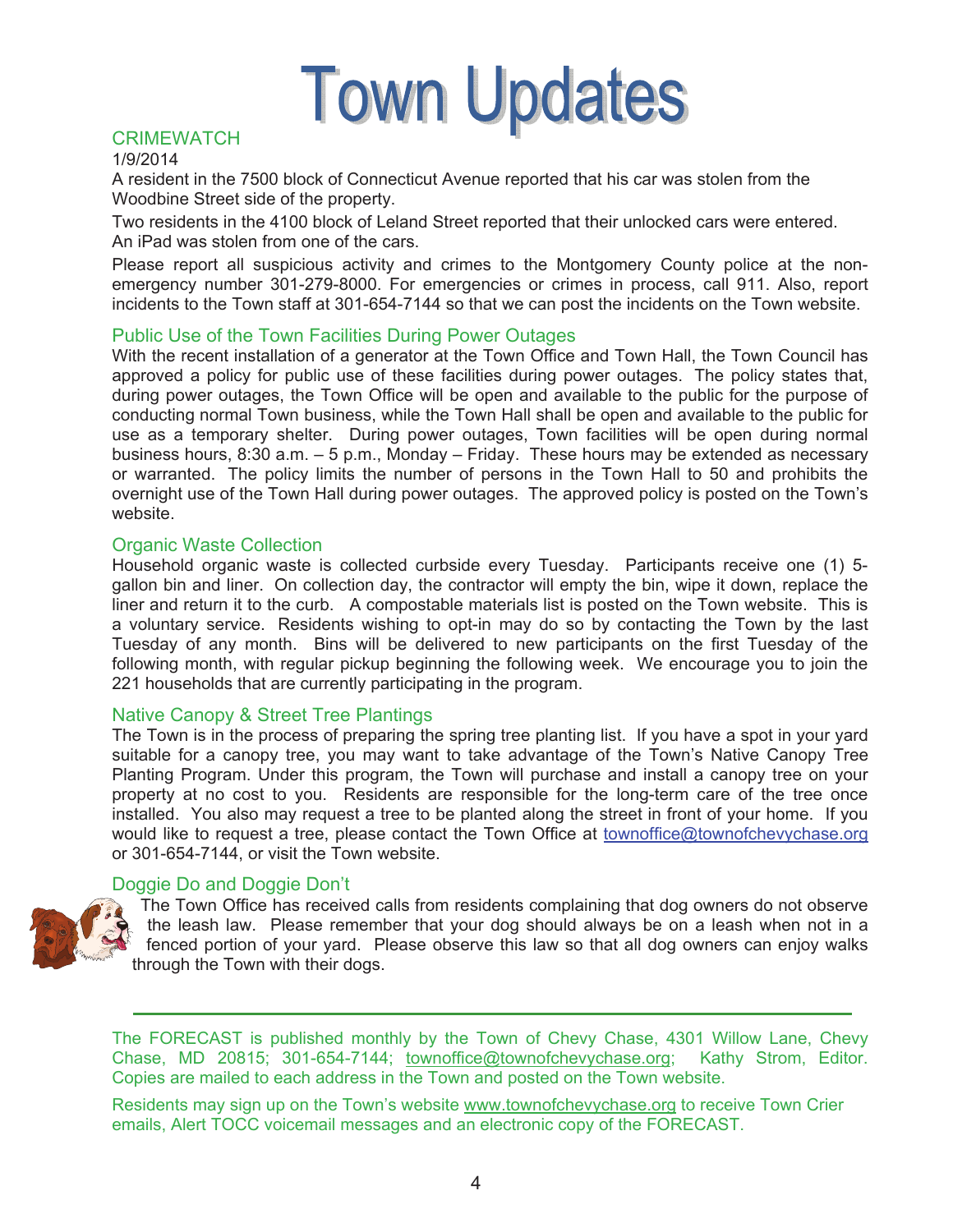# Town Updates

## CRIMEWATCH

1/9/2014

A resident in the 7500 block of Connecticut Avenue reported that his car was stolen from the Woodbine Street side of the property.

Two residents in the 4100 block of Leland Street reported that their unlocked cars were entered. An iPad was stolen from one of the cars.

Please report all suspicious activity and crimes to the Montgomery County police at the non-emergency number 301-279-8000. For emergencies or crimes in process, call 911. Also, report incidents to the Town staff at 301-654-7144 so that we can post the incidents on the Town website.

## Public Use of the Town Facilities During Power Outages

With the recent installation of a generator at the Town Office and Town Hall, the Town Council has approved a policy for public use of these facilities during power outages. The policy states that, during power outages, the Town Office will be open and available to the public for the purpose of conducting normal Town business, while the Town Hall shall be open and available to the public for use as a temporary shelter. During power outages, Town facilities will be open during normal business hours, 8:30 a.m. – 5 p.m., Monday – Friday. These hours may be extended as necessary or warranted. The policy limits the number of persons in the Town Hall to 50 and prohibits the overnight use of the Town Hall during power outages. The approved policy is posted on the Town's website.

## Organic Waste Collection

Household organic waste is collected curbside every Tuesday. Participants receive one (1) 5-gallon bin and liner. On collection day, the contractor will empty the bin, wipe it down, replace the liner and return it to the curb. A compostable materials list is posted on the Town website. This is a voluntary service. Residents wishing to opt-in may do so by contacting the Town by the last Tuesday of any month. Bins will be delivered to new participants on the first Tuesday of the following month, with regular pickup beginning the following week. We encourage you to join the 221 households that are currently participating in the program.

## Native Canopy & Street Tree Plantings

The Town is in the process of preparing the spring tree planting list. If you have a spot in your yard suitable for a canopy tree, you may want to take advantage of the Town's Native Canopy Tree Planting Program. Under this program, the Town will purchase and install a canopy tree on your property at no cost to you. Residents are responsible for the long-term care of the tree once installed. You also may request a tree to be planted along the street in front of your home. If you would like to request a tree, please contact the Town Office at townoffice@townofchevychase.org or 301-654-7144, or visit the Town website.

## Doggie Do and Doggie Don't

The Town Office has received calls from residents complaining that dog owners do not observe the leash law. Please remember that your dog should always be on a leash when not in a fenced portion of your yard. Please observe this law so that all dog owners can enjoy walks through the Town with their dogs.

---

The FORECAST is published monthly by the Town of Chevy Chase, 4301 Willow Lane, Chevy Chase, MD 20815; 301-654-7144; townoffice@townofchevychase.org; Kathy Strom, Editor. Copies are mailed to each address in the Town and posted on the Town website.

Residents may sign up on the Town's website www.townofchevychase.org to receive Town Crier emails, Alert TOCC voicemail messages and an electronic copy of the FORECAST.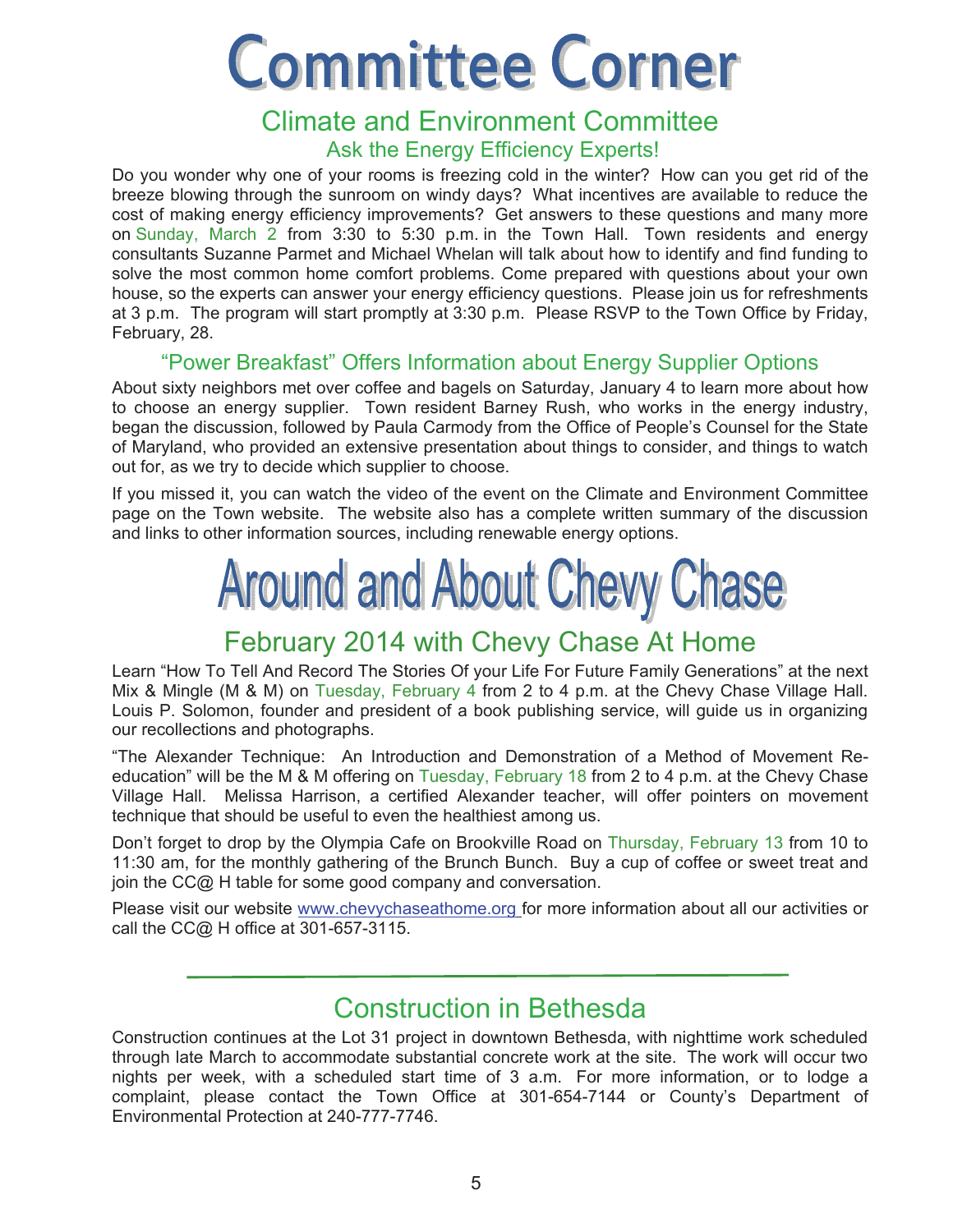# Committee Corner

## Climate and Environment Committee

### Ask the Energy Efficiency Experts!

Do you wonder why one of your rooms is freezing cold in the winter? How can you get rid of the breeze blowing through the sunroom on windy days? What incentives are available to reduce the cost of making energy efficiency improvements? Get answers to these questions and many more on Sunday, March 2 from 3:30 to 5:30 p.m. in the Town Hall. Town residents and energy consultants Suzanne Parmet and Michael Whelan will talk about how to identify and find funding to solve the most common home comfort problems. Come prepared with questions about your own house, so the experts can answer your energy efficiency questions. Please join us for refreshments at 3 p.m. The program will start promptly at 3:30 p.m. Please RSVP to the Town Office by Friday, February, 28.

### "Power Breakfast" Offers Information about Energy Supplier Options

About sixty neighbors met over coffee and bagels on Saturday, January 4 to learn more about how to choose an energy supplier. Town resident Barney Rush, who works in the energy industry, began the discussion, followed by Paula Carmody from the Office of People's Counsel for the State of Maryland, who provided an extensive presentation about things to consider, and things to watch out for, as we try to decide which supplier to choose.

If you missed it, you can watch the video of the event on the Climate and Environment Committee page on the Town website. The website also has a complete written summary of the discussion and links to other information sources, including renewable energy options.

# Around and About Chevy Chase

## February 2014 with Chevy Chase At Home

Learn "How To Tell And Record The Stories Of your Life For Future Family Generations" at the next Mix & Mingle (M & M) on Tuesday, February 4 from 2 to 4 p.m. at the Chevy Chase Village Hall. Louis P. Solomon, founder and president of a book publishing service, will guide us in organizing our recollections and photographs.

"The Alexander Technique: An Introduction and Demonstration of a Method of Movement Re-education" will be the M & M offering on Tuesday, February 18 from 2 to 4 p.m. at the Chevy Chase Village Hall. Melissa Harrison, a certified Alexander teacher, will offer pointers on movement technique that should be useful to even the healthiest among us.

Don't forget to drop by the Olympia Cafe on Brookville Road on Thursday, February 13 from 10 to 11:30 am, for the monthly gathering of the Brunch Bunch. Buy a cup of coffee or sweet treat and join the CC@ H table for some good company and conversation.

Please visit our website www.chevychaseathome.org for more information about all our activities or call the CC@ H office at 301-657-3115.

---

## Construction in Bethesda

Construction continues at the Lot 31 project in downtown Bethesda, with nighttime work scheduled through late March to accommodate substantial concrete work at the site. The work will occur two nights per week, with a scheduled start time of 3 a.m. For more information, or to lodge a complaint, please contact the Town Office at 301-654-7144 or County's Department of Environmental Protection at 240-777-7746.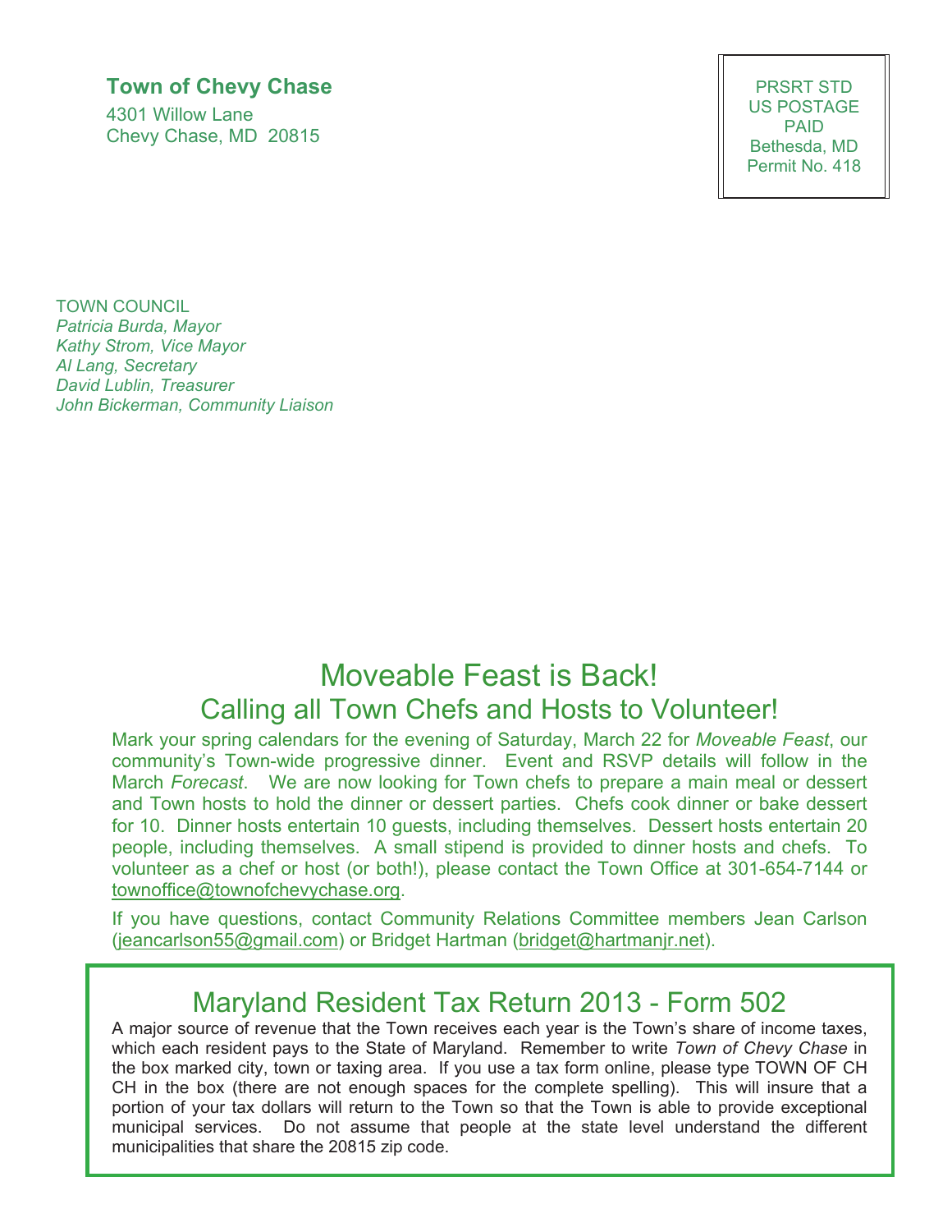**Town of Chevy Chase**

4301 Willow Lane
Chevy Chase, MD 20815

PRSRT STD
US POSTAGE
PAID
Bethesda, MD
Permit No. 418

TOWN COUNCIL
*Patricia Burda, Mayor*
*Kathy Strom, Vice Mayor*
*Al Lang, Secretary*
*David Lublin, Treasurer*
*John Bickerman, Community Liaison*

# Moveable Feast is Back!

## Calling all Town Chefs and Hosts to Volunteer!

Mark your spring calendars for the evening of Saturday, March 22 for *Moveable Feast*, our community's Town-wide progressive dinner. Event and RSVP details will follow in the March *Forecast*. We are now looking for Town chefs to prepare a main meal or dessert and Town hosts to hold the dinner or dessert parties. Chefs cook dinner or bake dessert for 10. Dinner hosts entertain 10 guests, including themselves. Dessert hosts entertain 20 people, including themselves. A small stipend is provided to dinner hosts and chefs. To volunteer as a chef or host (or both!), please contact the Town Office at 301-654-7144 or townoffice@townofchevychase.org.

If you have questions, contact Community Relations Committee members Jean Carlson (jeancarlson55@gmail.com) or Bridget Hartman (bridget@hartmanjr.net).

## Maryland Resident Tax Return 2013 - Form 502

A major source of revenue that the Town receives each year is the Town's share of income taxes, which each resident pays to the State of Maryland. Remember to write *Town of Chevy Chase* in the box marked city, town or taxing area. If you use a tax form online, please type TOWN OF CH CH in the box (there are not enough spaces for the complete spelling). This will insure that a portion of your tax dollars will return to the Town so that the Town is able to provide exceptional municipal services. Do not assume that people at the state level understand the different municipalities that share the 20815 zip code.